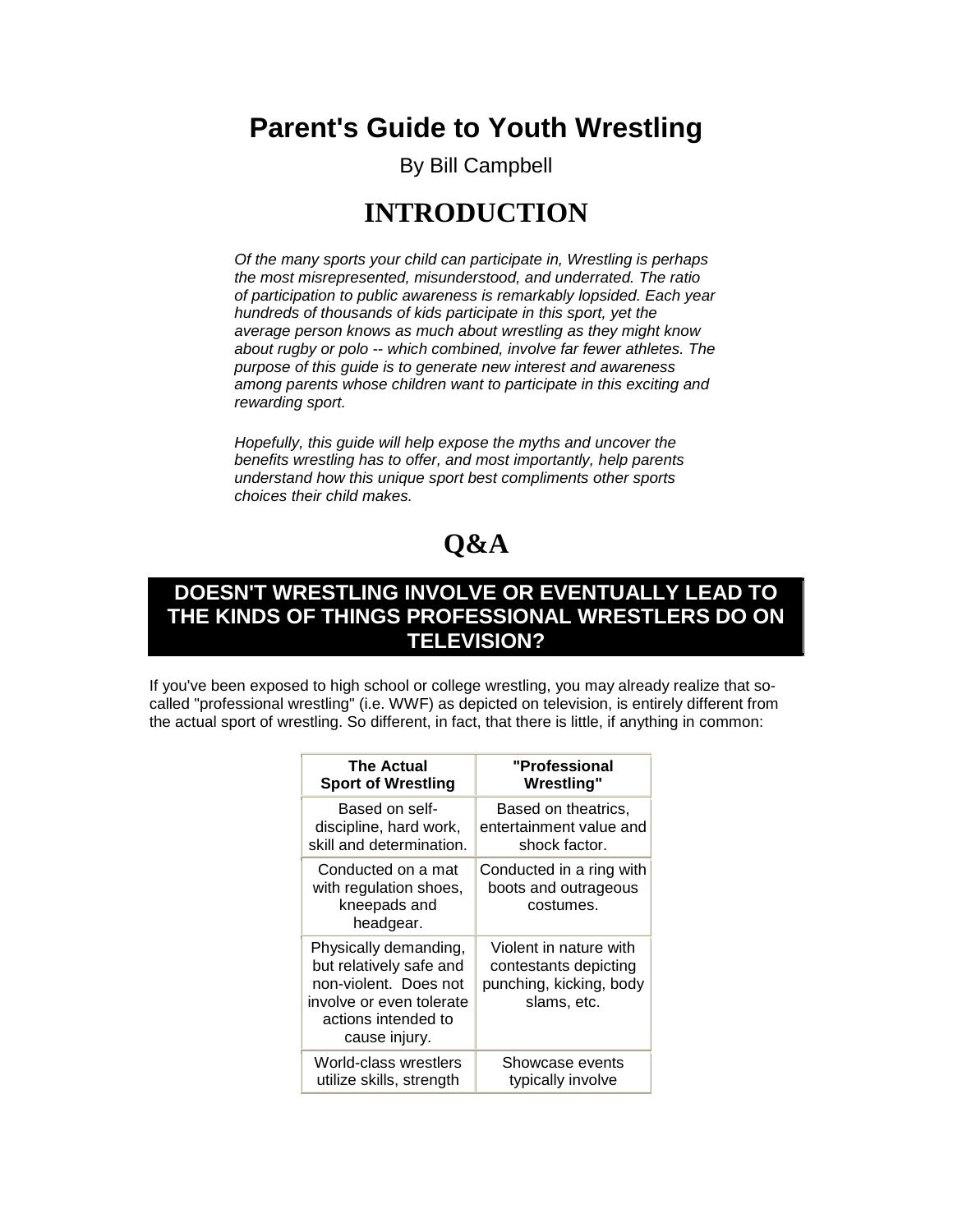# Parent's Guide to Youth Wrestling

By Bill Campbell

## INTRODUCTION

*Of the many sports your child can participate in, Wrestling is perhaps the most misrepresented, misunderstood, and underrated. The ratio of participation to public awareness is remarkably lopsided. Each year hundreds of thousands of kids participate in this sport, yet the average person knows as much about wrestling as they might know about rugby or polo -- which combined, involve far fewer athletes. The purpose of this guide is to generate new interest and awareness among parents whose children want to participate in this exciting and rewarding sport.*

*Hopefully, this guide will help expose the myths and uncover the benefits wrestling has to offer, and most importantly, help parents understand how this unique sport best compliments other sports choices their child makes.*

## Q&A

### DOESN'T WRESTLING INVOLVE OR EVENTUALLY LEAD TO THE KINDS OF THINGS PROFESSIONAL WRESTLERS DO ON TELEVISION?

If you've been exposed to high school or college wrestling, you may already realize that so-called "professional wrestling" (i.e. WWF) as depicted on television, is entirely different from the actual sport of wrestling. So different, in fact, that there is little, if anything in common:

| The Actual Sport of Wrestling | "Professional Wrestling" |
|---|---|
| Based on self-discipline, hard work, skill and determination. | Based on theatrics, entertainment value and shock factor. |
| Conducted on a mat with regulation shoes, kneepads and headgear. | Conducted in a ring with boots and outrageous costumes. |
| Physically demanding, but relatively safe and non-violent. Does not involve or even tolerate actions intended to cause injury. | Violent in nature with contestants depicting punching, kicking, body slams, etc. |
| World-class wrestlers utilize skills, strength | Showcase events typically involve |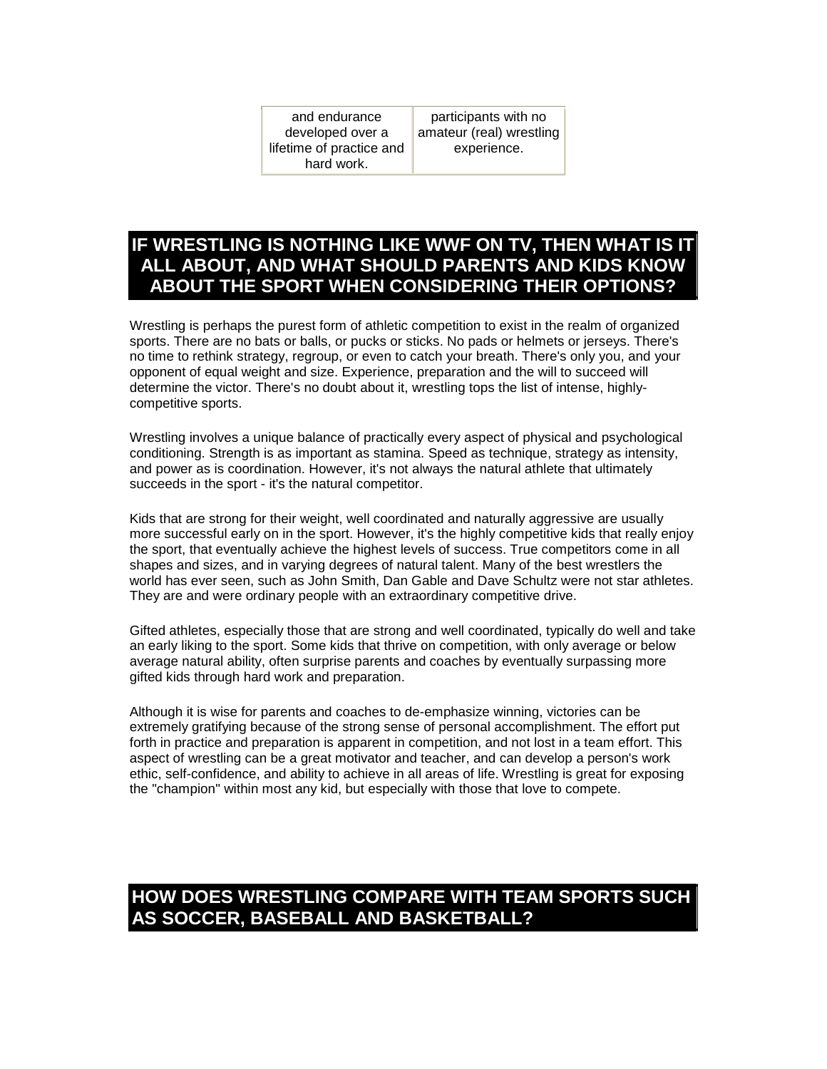| and endurance developed over a lifetime of practice and hard work. | participants with no amateur (real) wrestling experience. |
|---|---|

## IF WRESTLING IS NOTHING LIKE WWF ON TV, THEN WHAT IS IT ALL ABOUT, AND WHAT SHOULD PARENTS AND KIDS KNOW ABOUT THE SPORT WHEN CONSIDERING THEIR OPTIONS?

Wrestling is perhaps the purest form of athletic competition to exist in the realm of organized sports. There are no bats or balls, or pucks or sticks. No pads or helmets or jerseys. There's no time to rethink strategy, regroup, or even to catch your breath. There's only you, and your opponent of equal weight and size. Experience, preparation and the will to succeed will determine the victor. There's no doubt about it, wrestling tops the list of intense, highly-competitive sports.

Wrestling involves a unique balance of practically every aspect of physical and psychological conditioning. Strength is as important as stamina. Speed as technique, strategy as intensity, and power as is coordination. However, it's not always the natural athlete that ultimately succeeds in the sport - it's the natural competitor.

Kids that are strong for their weight, well coordinated and naturally aggressive are usually more successful early on in the sport. However, it's the highly competitive kids that really enjoy the sport, that eventually achieve the highest levels of success. True competitors come in all shapes and sizes, and in varying degrees of natural talent. Many of the best wrestlers the world has ever seen, such as John Smith, Dan Gable and Dave Schultz were not star athletes. They are and were ordinary people with an extraordinary competitive drive.

Gifted athletes, especially those that are strong and well coordinated, typically do well and take an early liking to the sport. Some kids that thrive on competition, with only average or below average natural ability, often surprise parents and coaches by eventually surpassing more gifted kids through hard work and preparation.

Although it is wise for parents and coaches to de-emphasize winning, victories can be extremely gratifying because of the strong sense of personal accomplishment. The effort put forth in practice and preparation is apparent in competition, and not lost in a team effort. This aspect of wrestling can be a great motivator and teacher, and can develop a person's work ethic, self-confidence, and ability to achieve in all areas of life. Wrestling is great for exposing the "champion" within most any kid, but especially with those that love to compete.

## HOW DOES WRESTLING COMPARE WITH TEAM SPORTS SUCH AS SOCCER, BASEBALL AND BASKETBALL?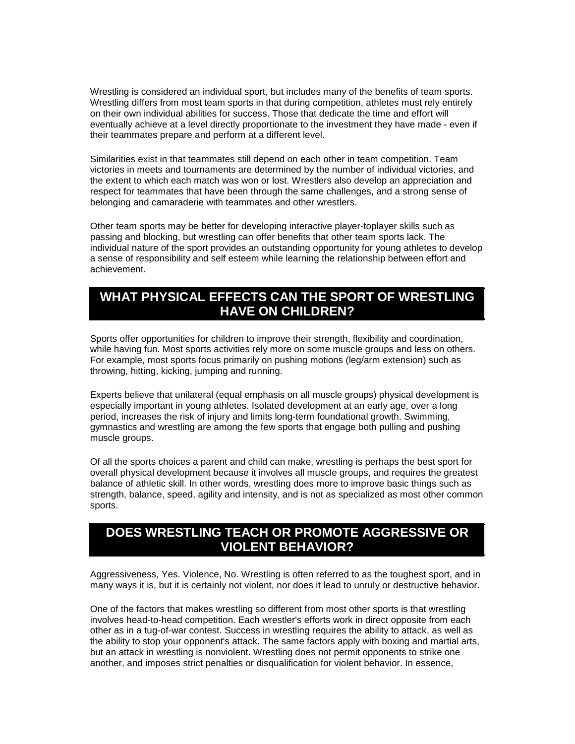Wrestling is considered an individual sport, but includes many of the benefits of team sports. Wrestling differs from most team sports in that during competition, athletes must rely entirely on their own individual abilities for success. Those that dedicate the time and effort will eventually achieve at a level directly proportionate to the investment they have made - even if their teammates prepare and perform at a different level.

Similarities exist in that teammates still depend on each other in team competition. Team victories in meets and tournaments are determined by the number of individual victories, and the extent to which each match was won or lost. Wrestlers also develop an appreciation and respect for teammates that have been through the same challenges, and a strong sense of belonging and camaraderie with teammates and other wrestlers.

Other team sports may be better for developing interactive player-toplayer skills such as passing and blocking, but wrestling can offer benefits that other team sports lack. The individual nature of the sport provides an outstanding opportunity for young athletes to develop a sense of responsibility and self esteem while learning the relationship between effort and achievement.

## WHAT PHYSICAL EFFECTS CAN THE SPORT OF WRESTLING HAVE ON CHILDREN?

Sports offer opportunities for children to improve their strength, flexibility and coordination, while having fun. Most sports activities rely more on some muscle groups and less on others. For example, most sports focus primarily on pushing motions (leg/arm extension) such as throwing, hitting, kicking, jumping and running.

Experts believe that unilateral (equal emphasis on all muscle groups) physical development is especially important in young athletes. Isolated development at an early age, over a long period, increases the risk of injury and limits long-term foundational growth. Swimming, gymnastics and wrestling are among the few sports that engage both pulling and pushing muscle groups.

Of all the sports choices a parent and child can make, wrestling is perhaps the best sport for overall physical development because it involves all muscle groups, and requires the greatest balance of athletic skill. In other words, wrestling does more to improve basic things such as strength, balance, speed, agility and intensity, and is not as specialized as most other common sports.

## DOES WRESTLING TEACH OR PROMOTE AGGRESSIVE OR VIOLENT BEHAVIOR?

Aggressiveness, Yes. Violence, No. Wrestling is often referred to as the toughest sport, and in many ways it is, but it is certainly not violent, nor does it lead to unruly or destructive behavior.

One of the factors that makes wrestling so different from most other sports is that wrestling involves head-to-head competition. Each wrestler's efforts work in direct opposite from each other as in a tug-of-war contest. Success in wrestling requires the ability to attack, as well as the ability to stop your opponent's attack. The same factors apply with boxing and martial arts, but an attack in wrestling is nonviolent. Wrestling does not permit opponents to strike one another, and imposes strict penalties or disqualification for violent behavior. In essence,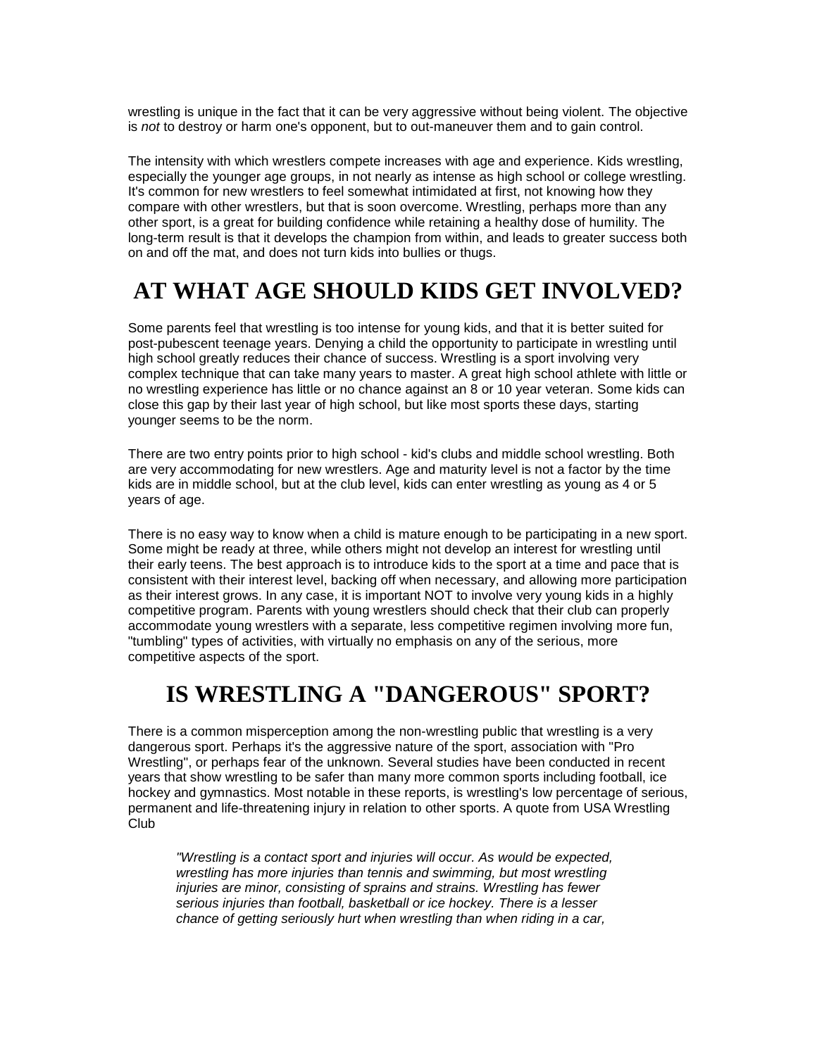wrestling is unique in the fact that it can be very aggressive without being violent. The objective is *not* to destroy or harm one's opponent, but to out-maneuver them and to gain control.

The intensity with which wrestlers compete increases with age and experience. Kids wrestling, especially the younger age groups, in not nearly as intense as high school or college wrestling. It's common for new wrestlers to feel somewhat intimidated at first, not knowing how they compare with other wrestlers, but that is soon overcome. Wrestling, perhaps more than any other sport, is a great for building confidence while retaining a healthy dose of humility. The long-term result is that it develops the champion from within, and leads to greater success both on and off the mat, and does not turn kids into bullies or thugs.

# AT WHAT AGE SHOULD KIDS GET INVOLVED?

Some parents feel that wrestling is too intense for young kids, and that it is better suited for post-pubescent teenage years. Denying a child the opportunity to participate in wrestling until high school greatly reduces their chance of success. Wrestling is a sport involving very complex technique that can take many years to master. A great high school athlete with little or no wrestling experience has little or no chance against an 8 or 10 year veteran. Some kids can close this gap by their last year of high school, but like most sports these days, starting younger seems to be the norm.

There are two entry points prior to high school - kid's clubs and middle school wrestling. Both are very accommodating for new wrestlers. Age and maturity level is not a factor by the time kids are in middle school, but at the club level, kids can enter wrestling as young as 4 or 5 years of age.

There is no easy way to know when a child is mature enough to be participating in a new sport. Some might be ready at three, while others might not develop an interest for wrestling until their early teens. The best approach is to introduce kids to the sport at a time and pace that is consistent with their interest level, backing off when necessary, and allowing more participation as their interest grows. In any case, it is important NOT to involve very young kids in a highly competitive program. Parents with young wrestlers should check that their club can properly accommodate young wrestlers with a separate, less competitive regimen involving more fun, "tumbling" types of activities, with virtually no emphasis on any of the serious, more competitive aspects of the sport.

# IS WRESTLING A "DANGEROUS" SPORT?

There is a common misperception among the non-wrestling public that wrestling is a very dangerous sport. Perhaps it's the aggressive nature of the sport, association with "Pro Wrestling", or perhaps fear of the unknown. Several studies have been conducted in recent years that show wrestling to be safer than many more common sports including football, ice hockey and gymnastics. Most notable in these reports, is wrestling's low percentage of serious, permanent and life-threatening injury in relation to other sports. A quote from USA Wrestling Club

> *"Wrestling is a contact sport and injuries will occur. As would be expected, wrestling has more injuries than tennis and swimming, but most wrestling injuries are minor, consisting of sprains and strains. Wrestling has fewer serious injuries than football, basketball or ice hockey. There is a lesser chance of getting seriously hurt when wrestling than when riding in a car,*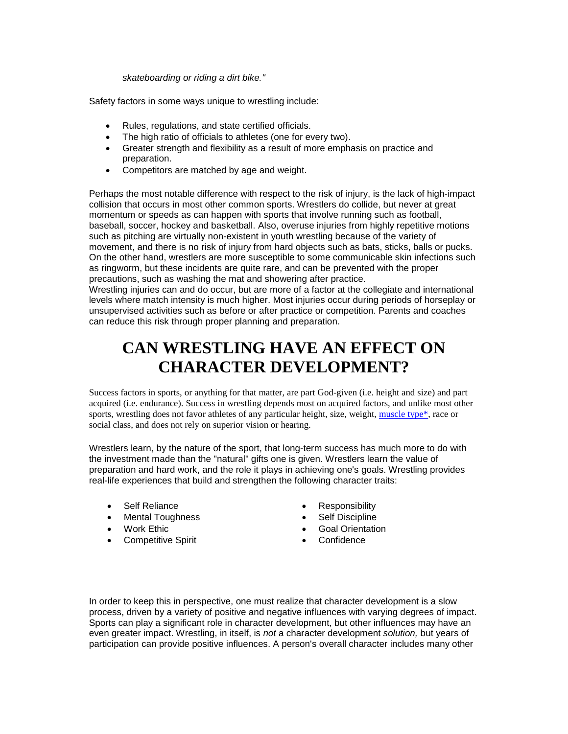*skateboarding or riding a dirt bike."*

Safety factors in some ways unique to wrestling include:

- Rules, regulations, and state certified officials.
- The high ratio of officials to athletes (one for every two).
- Greater strength and flexibility as a result of more emphasis on practice and preparation.
- Competitors are matched by age and weight.

Perhaps the most notable difference with respect to the risk of injury, is the lack of high-impact collision that occurs in most other common sports. Wrestlers do collide, but never at great momentum or speeds as can happen with sports that involve running such as football, baseball, soccer, hockey and basketball. Also, overuse injuries from highly repetitive motions such as pitching are virtually non-existent in youth wrestling because of the variety of movement, and there is no risk of injury from hard objects such as bats, sticks, balls or pucks. On the other hand, wrestlers are more susceptible to some communicable skin infections such as ringworm, but these incidents are quite rare, and can be prevented with the proper precautions, such as washing the mat and showering after practice.
Wrestling injuries can and do occur, but are more of a factor at the collegiate and international levels where match intensity is much higher. Most injuries occur during periods of horseplay or unsupervised activities such as before or after practice or competition. Parents and coaches can reduce this risk through proper planning and preparation.

# CAN WRESTLING HAVE AN EFFECT ON CHARACTER DEVELOPMENT?

Success factors in sports, or anything for that matter, are part God-given (i.e. height and size) and part acquired (i.e. endurance). Success in wrestling depends most on acquired factors, and unlike most other sports, wrestling does not favor athletes of any particular height, size, weight, muscle type*, race or social class, and does not rely on superior vision or hearing.

Wrestlers learn, by the nature of the sport, that long-term success has much more to do with the investment made than the "natural" gifts one is given. Wrestlers learn the value of preparation and hard work, and the role it plays in achieving one's goals. Wrestling provides real-life experiences that build and strengthen the following character traits:

- Self Reliance
- Mental Toughness
- Work Ethic
- Competitive Spirit
- Responsibility
- Self Discipline
- Goal Orientation
- Confidence

In order to keep this in perspective, one must realize that character development is a slow process, driven by a variety of positive and negative influences with varying degrees of impact. Sports can play a significant role in character development, but other influences may have an even greater impact. Wrestling, in itself, is *not* a character development *solution,* but years of participation can provide positive influences. A person's overall character includes many other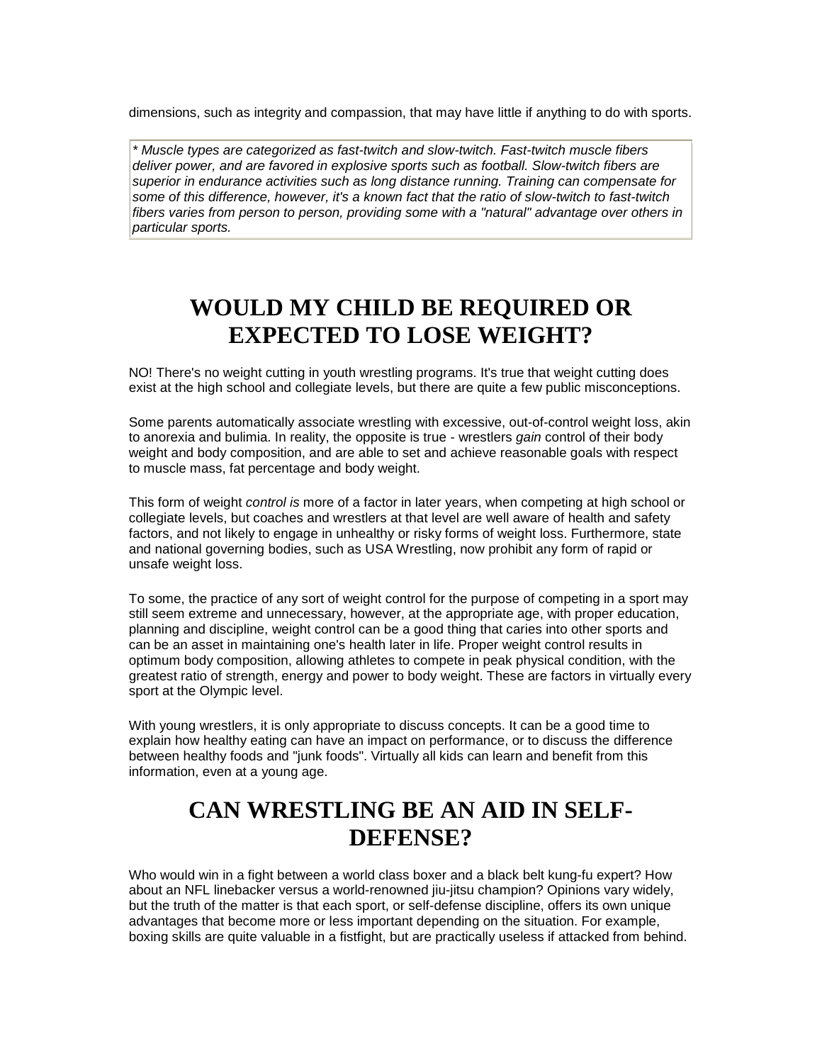dimensions, such as integrity and compassion, that may have little if anything to do with sports.

> *\* Muscle types are categorized as fast-twitch and slow-twitch. Fast-twitch muscle fibers deliver power, and are favored in explosive sports such as football. Slow-twitch fibers are superior in endurance activities such as long distance running. Training can compensate for some of this difference, however, it's a known fact that the ratio of slow-twitch to fast-twitch fibers varies from person to person, providing some with a "natural" advantage over others in particular sports.*

# WOULD MY CHILD BE REQUIRED OR EXPECTED TO LOSE WEIGHT?

NO! There's no weight cutting in youth wrestling programs. It's true that weight cutting does exist at the high school and collegiate levels, but there are quite a few public misconceptions.

Some parents automatically associate wrestling with excessive, out-of-control weight loss, akin to anorexia and bulimia. In reality, the opposite is true - wrestlers *gain* control of their body weight and body composition, and are able to set and achieve reasonable goals with respect to muscle mass, fat percentage and body weight.

This form of weight *control is* more of a factor in later years, when competing at high school or collegiate levels, but coaches and wrestlers at that level are well aware of health and safety factors, and not likely to engage in unhealthy or risky forms of weight loss. Furthermore, state and national governing bodies, such as USA Wrestling, now prohibit any form of rapid or unsafe weight loss.

To some, the practice of any sort of weight control for the purpose of competing in a sport may still seem extreme and unnecessary, however, at the appropriate age, with proper education, planning and discipline, weight control can be a good thing that caries into other sports and can be an asset in maintaining one's health later in life. Proper weight control results in optimum body composition, allowing athletes to compete in peak physical condition, with the greatest ratio of strength, energy and power to body weight. These are factors in virtually every sport at the Olympic level.

With young wrestlers, it is only appropriate to discuss concepts. It can be a good time to explain how healthy eating can have an impact on performance, or to discuss the difference between healthy foods and "junk foods". Virtually all kids can learn and benefit from this information, even at a young age.

# CAN WRESTLING BE AN AID IN SELF-DEFENSE?

Who would win in a fight between a world class boxer and a black belt kung-fu expert? How about an NFL linebacker versus a world-renowned jiu-jitsu champion? Opinions vary widely, but the truth of the matter is that each sport, or self-defense discipline, offers its own unique advantages that become more or less important depending on the situation. For example, boxing skills are quite valuable in a fistfight, but are practically useless if attacked from behind.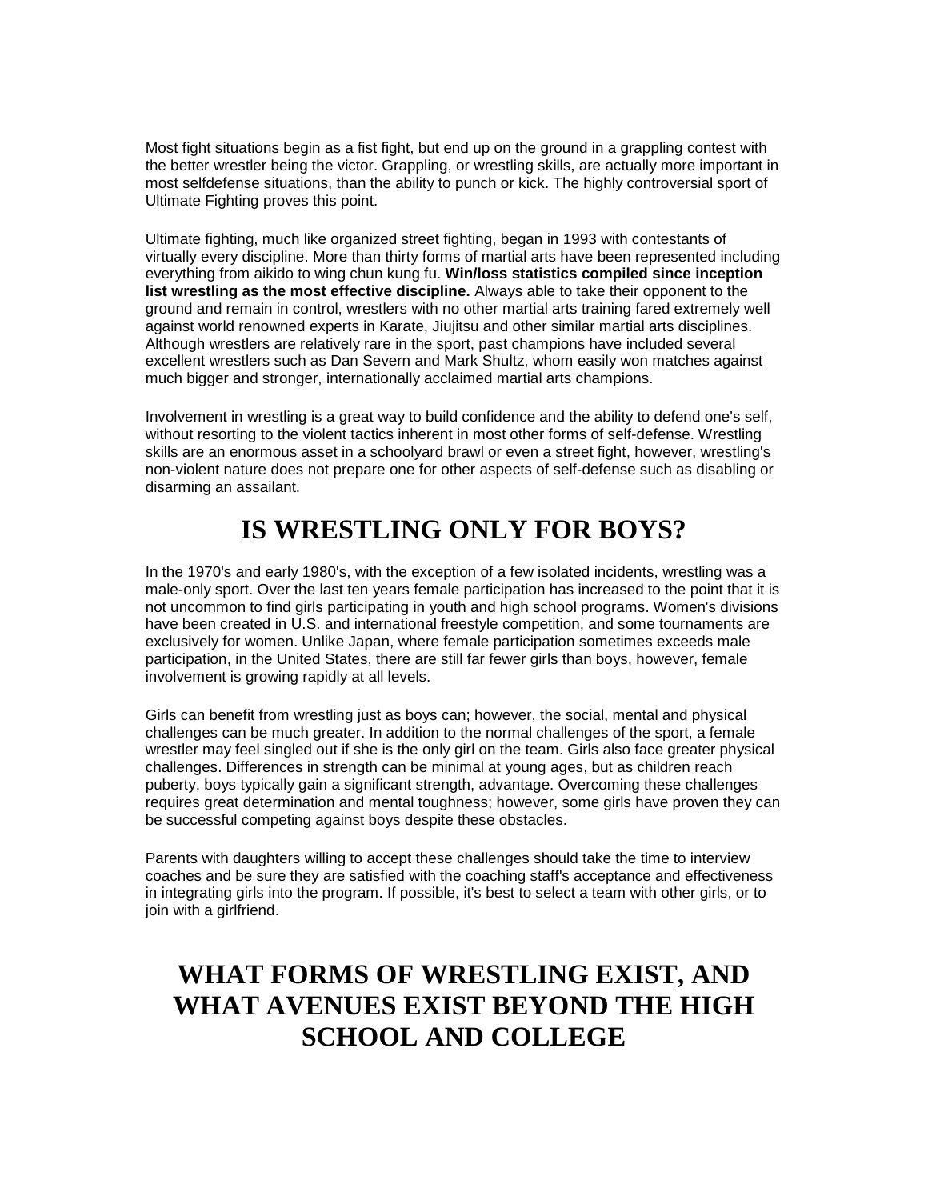Most fight situations begin as a fist fight, but end up on the ground in a grappling contest with the better wrestler being the victor. Grappling, or wrestling skills, are actually more important in most selfdefense situations, than the ability to punch or kick. The highly controversial sport of Ultimate Fighting proves this point.

Ultimate fighting, much like organized street fighting, began in 1993 with contestants of virtually every discipline. More than thirty forms of martial arts have been represented including everything from aikido to wing chun kung fu. **Win/loss statistics compiled since inception list wrestling as the most effective discipline.** Always able to take their opponent to the ground and remain in control, wrestlers with no other martial arts training fared extremely well against world renowned experts in Karate, Jiujitsu and other similar martial arts disciplines. Although wrestlers are relatively rare in the sport, past champions have included several excellent wrestlers such as Dan Severn and Mark Shultz, whom easily won matches against much bigger and stronger, internationally acclaimed martial arts champions.

Involvement in wrestling is a great way to build confidence and the ability to defend one's self, without resorting to the violent tactics inherent in most other forms of self-defense. Wrestling skills are an enormous asset in a schoolyard brawl or even a street fight, however, wrestling's non-violent nature does not prepare one for other aspects of self-defense such as disabling or disarming an assailant.

## IS WRESTLING ONLY FOR BOYS?

In the 1970's and early 1980's, with the exception of a few isolated incidents, wrestling was a male-only sport. Over the last ten years female participation has increased to the point that it is not uncommon to find girls participating in youth and high school programs. Women's divisions have been created in U.S. and international freestyle competition, and some tournaments are exclusively for women. Unlike Japan, where female participation sometimes exceeds male participation, in the United States, there are still far fewer girls than boys, however, female involvement is growing rapidly at all levels.

Girls can benefit from wrestling just as boys can; however, the social, mental and physical challenges can be much greater. In addition to the normal challenges of the sport, a female wrestler may feel singled out if she is the only girl on the team. Girls also face greater physical challenges. Differences in strength can be minimal at young ages, but as children reach puberty, boys typically gain a significant strength, advantage. Overcoming these challenges requires great determination and mental toughness; however, some girls have proven they can be successful competing against boys despite these obstacles.

Parents with daughters willing to accept these challenges should take the time to interview coaches and be sure they are satisfied with the coaching staff's acceptance and effectiveness in integrating girls into the program. If possible, it's best to select a team with other girls, or to join with a girlfriend.

## WHAT FORMS OF WRESTLING EXIST, AND WHAT AVENUES EXIST BEYOND THE HIGH SCHOOL AND COLLEGE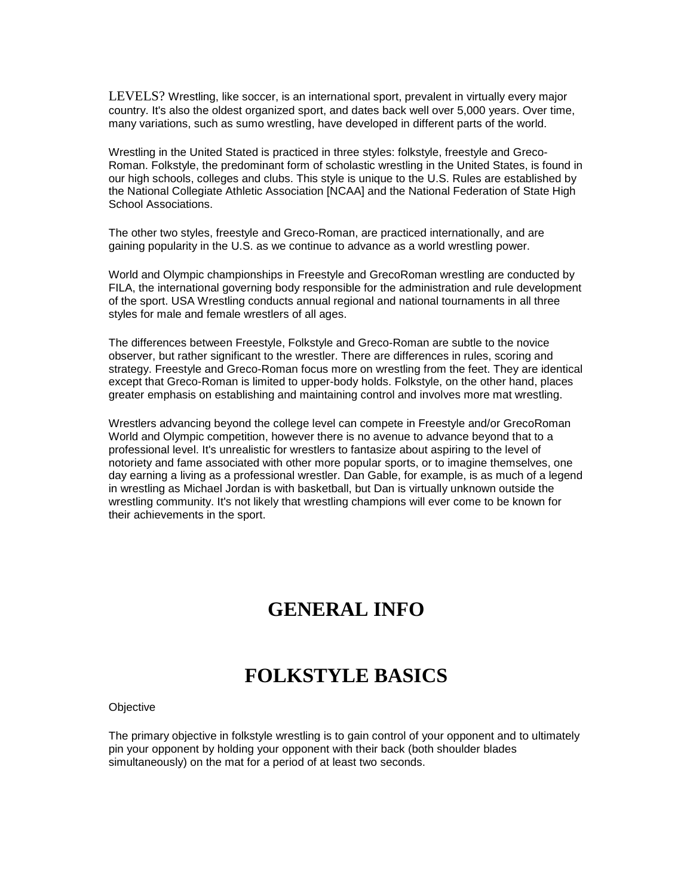LEVELS? Wrestling, like soccer, is an international sport, prevalent in virtually every major country. It's also the oldest organized sport, and dates back well over 5,000 years. Over time, many variations, such as sumo wrestling, have developed in different parts of the world.

Wrestling in the United Stated is practiced in three styles: folkstyle, freestyle and Greco-Roman. Folkstyle, the predominant form of scholastic wrestling in the United States, is found in our high schools, colleges and clubs. This style is unique to the U.S. Rules are established by the National Collegiate Athletic Association [NCAA] and the National Federation of State High School Associations.

The other two styles, freestyle and Greco-Roman, are practiced internationally, and are gaining popularity in the U.S. as we continue to advance as a world wrestling power.

World and Olympic championships in Freestyle and GrecoRoman wrestling are conducted by FILA, the international governing body responsible for the administration and rule development of the sport. USA Wrestling conducts annual regional and national tournaments in all three styles for male and female wrestlers of all ages.

The differences between Freestyle, Folkstyle and Greco-Roman are subtle to the novice observer, but rather significant to the wrestler. There are differences in rules, scoring and strategy. Freestyle and Greco-Roman focus more on wrestling from the feet. They are identical except that Greco-Roman is limited to upper-body holds. Folkstyle, on the other hand, places greater emphasis on establishing and maintaining control and involves more mat wrestling.

Wrestlers advancing beyond the college level can compete in Freestyle and/or GrecoRoman World and Olympic competition, however there is no avenue to advance beyond that to a professional level. It's unrealistic for wrestlers to fantasize about aspiring to the level of notoriety and fame associated with other more popular sports, or to imagine themselves, one day earning a living as a professional wrestler. Dan Gable, for example, is as much of a legend in wrestling as Michael Jordan is with basketball, but Dan is virtually unknown outside the wrestling community. It's not likely that wrestling champions will ever come to be known for their achievements in the sport.

# GENERAL INFO

# FOLKSTYLE BASICS

Objective

The primary objective in folkstyle wrestling is to gain control of your opponent and to ultimately pin your opponent by holding your opponent with their back (both shoulder blades simultaneously) on the mat for a period of at least two seconds.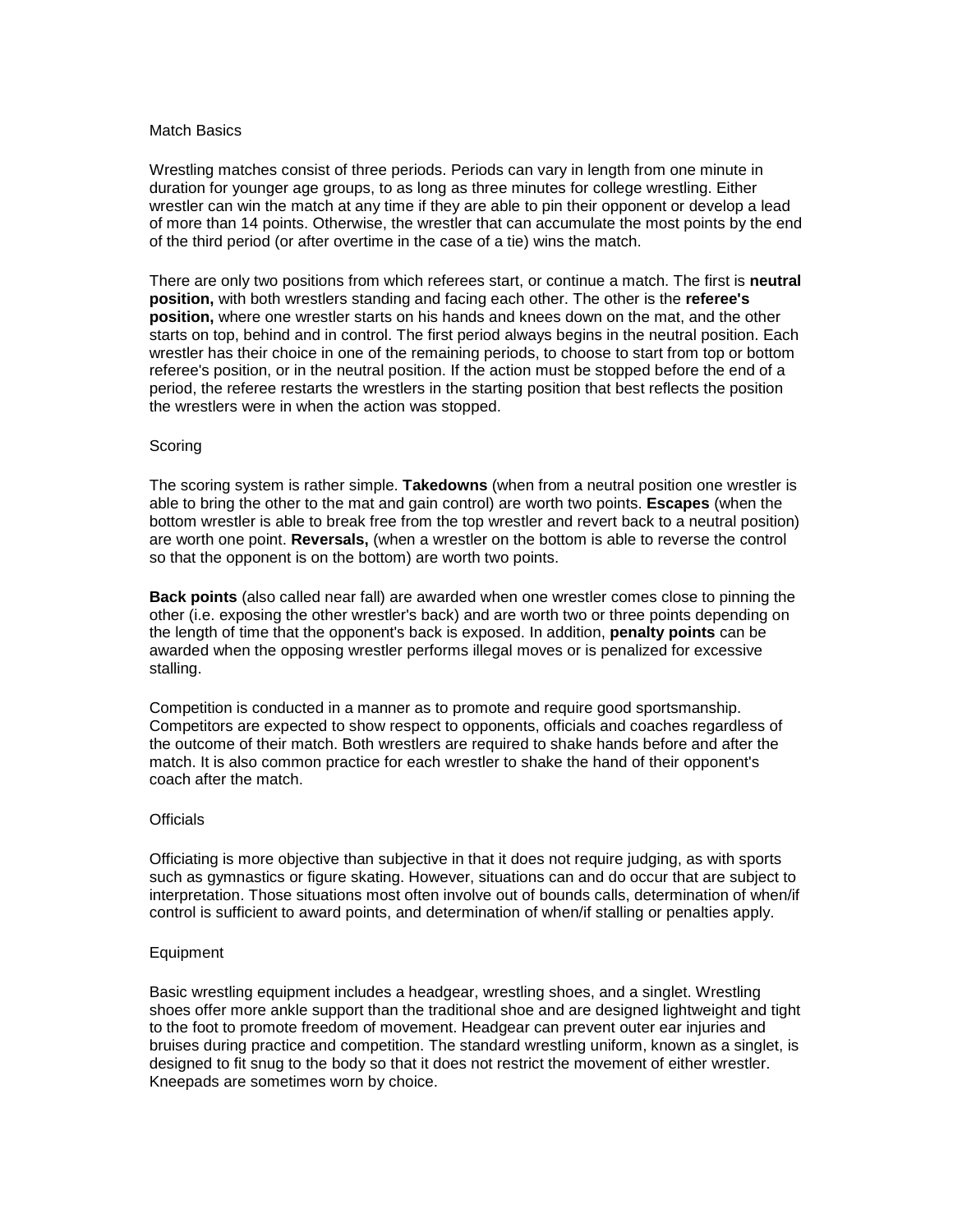## Match Basics

Wrestling matches consist of three periods. Periods can vary in length from one minute in duration for younger age groups, to as long as three minutes for college wrestling. Either wrestler can win the match at any time if they are able to pin their opponent or develop a lead of more than 14 points. Otherwise, the wrestler that can accumulate the most points by the end of the third period (or after overtime in the case of a tie) wins the match.

There are only two positions from which referees start, or continue a match. The first is **neutral position,** with both wrestlers standing and facing each other. The other is the **referee's position,** where one wrestler starts on his hands and knees down on the mat, and the other starts on top, behind and in control. The first period always begins in the neutral position. Each wrestler has their choice in one of the remaining periods, to choose to start from top or bottom referee's position, or in the neutral position. If the action must be stopped before the end of a period, the referee restarts the wrestlers in the starting position that best reflects the position the wrestlers were in when the action was stopped.

## Scoring

The scoring system is rather simple. **Takedowns** (when from a neutral position one wrestler is able to bring the other to the mat and gain control) are worth two points. **Escapes** (when the bottom wrestler is able to break free from the top wrestler and revert back to a neutral position) are worth one point. **Reversals,** (when a wrestler on the bottom is able to reverse the control so that the opponent is on the bottom) are worth two points.

**Back points** (also called near fall) are awarded when one wrestler comes close to pinning the other (i.e. exposing the other wrestler's back) and are worth two or three points depending on the length of time that the opponent's back is exposed. In addition, **penalty points** can be awarded when the opposing wrestler performs illegal moves or is penalized for excessive stalling.

Competition is conducted in a manner as to promote and require good sportsmanship. Competitors are expected to show respect to opponents, officials and coaches regardless of the outcome of their match. Both wrestlers are required to shake hands before and after the match. It is also common practice for each wrestler to shake the hand of their opponent's coach after the match.

## Officials

Officiating is more objective than subjective in that it does not require judging, as with sports such as gymnastics or figure skating. However, situations can and do occur that are subject to interpretation. Those situations most often involve out of bounds calls, determination of when/if control is sufficient to award points, and determination of when/if stalling or penalties apply.

## Equipment

Basic wrestling equipment includes a headgear, wrestling shoes, and a singlet. Wrestling shoes offer more ankle support than the traditional shoe and are designed lightweight and tight to the foot to promote freedom of movement. Headgear can prevent outer ear injuries and bruises during practice and competition. The standard wrestling uniform, known as a singlet, is designed to fit snug to the body so that it does not restrict the movement of either wrestler. Kneepads are sometimes worn by choice.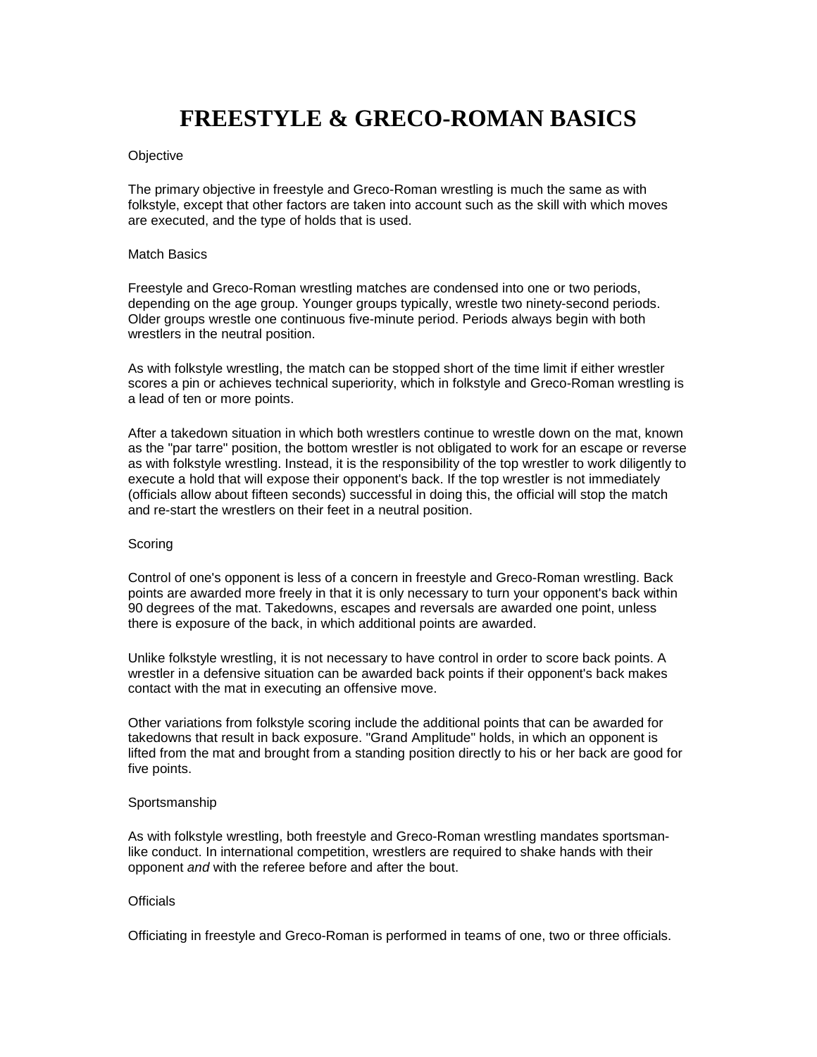# FREESTYLE & GRECO-ROMAN BASICS

Objective

The primary objective in freestyle and Greco-Roman wrestling is much the same as with folkstyle, except that other factors are taken into account such as the skill with which moves are executed, and the type of holds that is used.

Match Basics

Freestyle and Greco-Roman wrestling matches are condensed into one or two periods, depending on the age group. Younger groups typically, wrestle two ninety-second periods. Older groups wrestle one continuous five-minute period. Periods always begin with both wrestlers in the neutral position.

As with folkstyle wrestling, the match can be stopped short of the time limit if either wrestler scores a pin or achieves technical superiority, which in folkstyle and Greco-Roman wrestling is a lead of ten or more points.

After a takedown situation in which both wrestlers continue to wrestle down on the mat, known as the "par tarre" position, the bottom wrestler is not obligated to work for an escape or reverse as with folkstyle wrestling. Instead, it is the responsibility of the top wrestler to work diligently to execute a hold that will expose their opponent's back. If the top wrestler is not immediately (officials allow about fifteen seconds) successful in doing this, the official will stop the match and re-start the wrestlers on their feet in a neutral position.

Scoring

Control of one's opponent is less of a concern in freestyle and Greco-Roman wrestling. Back points are awarded more freely in that it is only necessary to turn your opponent's back within 90 degrees of the mat. Takedowns, escapes and reversals are awarded one point, unless there is exposure of the back, in which additional points are awarded.

Unlike folkstyle wrestling, it is not necessary to have control in order to score back points. A wrestler in a defensive situation can be awarded back points if their opponent's back makes contact with the mat in executing an offensive move.

Other variations from folkstyle scoring include the additional points that can be awarded for takedowns that result in back exposure. "Grand Amplitude" holds, in which an opponent is lifted from the mat and brought from a standing position directly to his or her back are good for five points.

Sportsmanship

As with folkstyle wrestling, both freestyle and Greco-Roman wrestling mandates sportsman-like conduct. In international competition, wrestlers are required to shake hands with their opponent *and* with the referee before and after the bout.

Officials

Officiating in freestyle and Greco-Roman is performed in teams of one, two or three officials.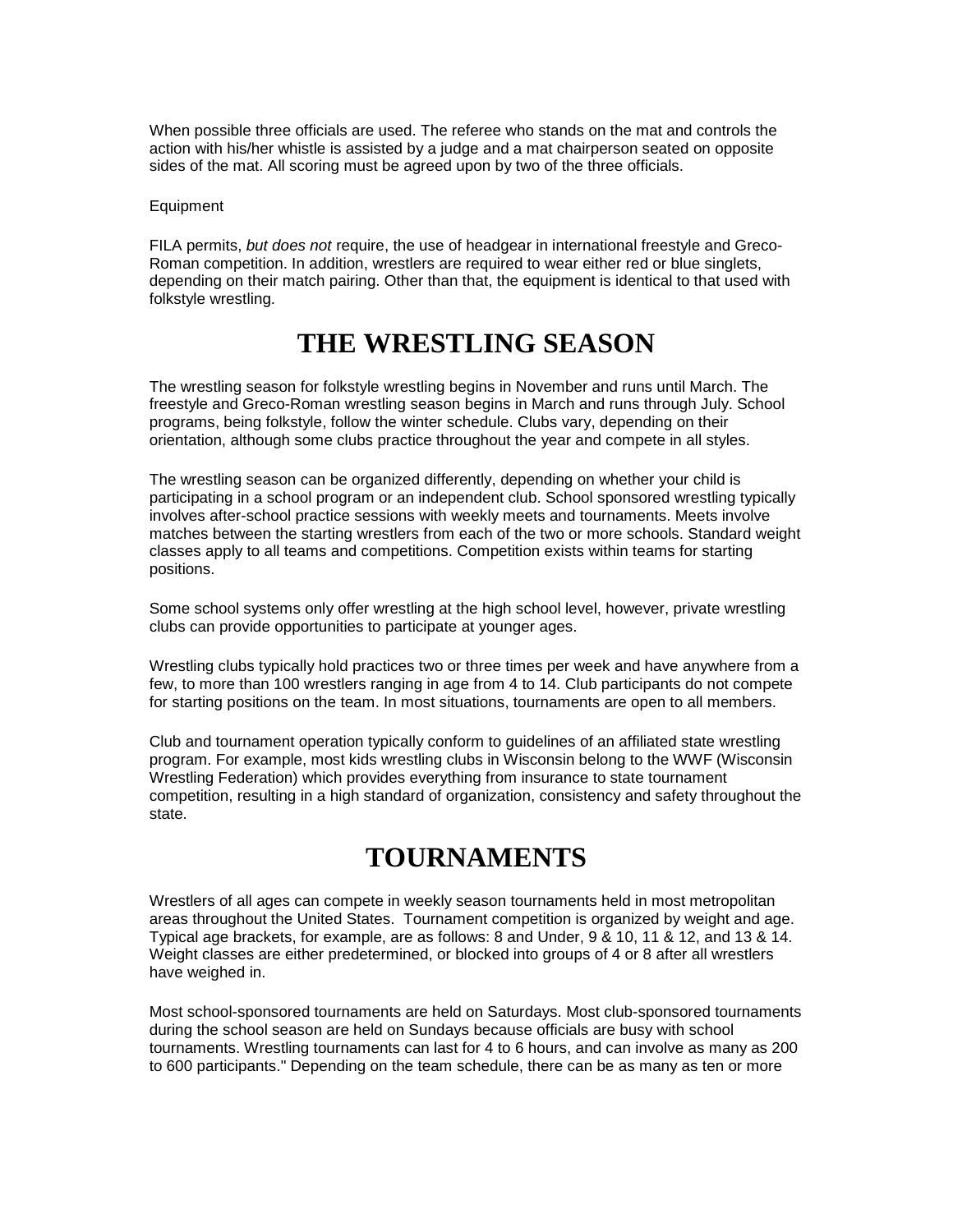When possible three officials are used. The referee who stands on the mat and controls the action with his/her whistle is assisted by a judge and a mat chairperson seated on opposite sides of the mat. All scoring must be agreed upon by two of the three officials.

Equipment

FILA permits, *but does not* require, the use of headgear in international freestyle and Greco-Roman competition. In addition, wrestlers are required to wear either red or blue singlets, depending on their match pairing. Other than that, the equipment is identical to that used with folkstyle wrestling.

# THE WRESTLING SEASON

The wrestling season for folkstyle wrestling begins in November and runs until March. The freestyle and Greco-Roman wrestling season begins in March and runs through July. School programs, being folkstyle, follow the winter schedule. Clubs vary, depending on their orientation, although some clubs practice throughout the year and compete in all styles.

The wrestling season can be organized differently, depending on whether your child is participating in a school program or an independent club. School sponsored wrestling typically involves after-school practice sessions with weekly meets and tournaments. Meets involve matches between the starting wrestlers from each of the two or more schools. Standard weight classes apply to all teams and competitions. Competition exists within teams for starting positions.

Some school systems only offer wrestling at the high school level, however, private wrestling clubs can provide opportunities to participate at younger ages.

Wrestling clubs typically hold practices two or three times per week and have anywhere from a few, to more than 100 wrestlers ranging in age from 4 to 14. Club participants do not compete for starting positions on the team. In most situations, tournaments are open to all members.

Club and tournament operation typically conform to guidelines of an affiliated state wrestling program. For example, most kids wrestling clubs in Wisconsin belong to the WWF (Wisconsin Wrestling Federation) which provides everything from insurance to state tournament competition, resulting in a high standard of organization, consistency and safety throughout the state.

# TOURNAMENTS

Wrestlers of all ages can compete in weekly season tournaments held in most metropolitan areas throughout the United States. Tournament competition is organized by weight and age. Typical age brackets, for example, are as follows: 8 and Under, 9 & 10, 11 & 12, and 13 & 14. Weight classes are either predetermined, or blocked into groups of 4 or 8 after all wrestlers have weighed in.

Most school-sponsored tournaments are held on Saturdays. Most club-sponsored tournaments during the school season are held on Sundays because officials are busy with school tournaments. Wrestling tournaments can last for 4 to 6 hours, and can involve as many as 200 to 600 participants." Depending on the team schedule, there can be as many as ten or more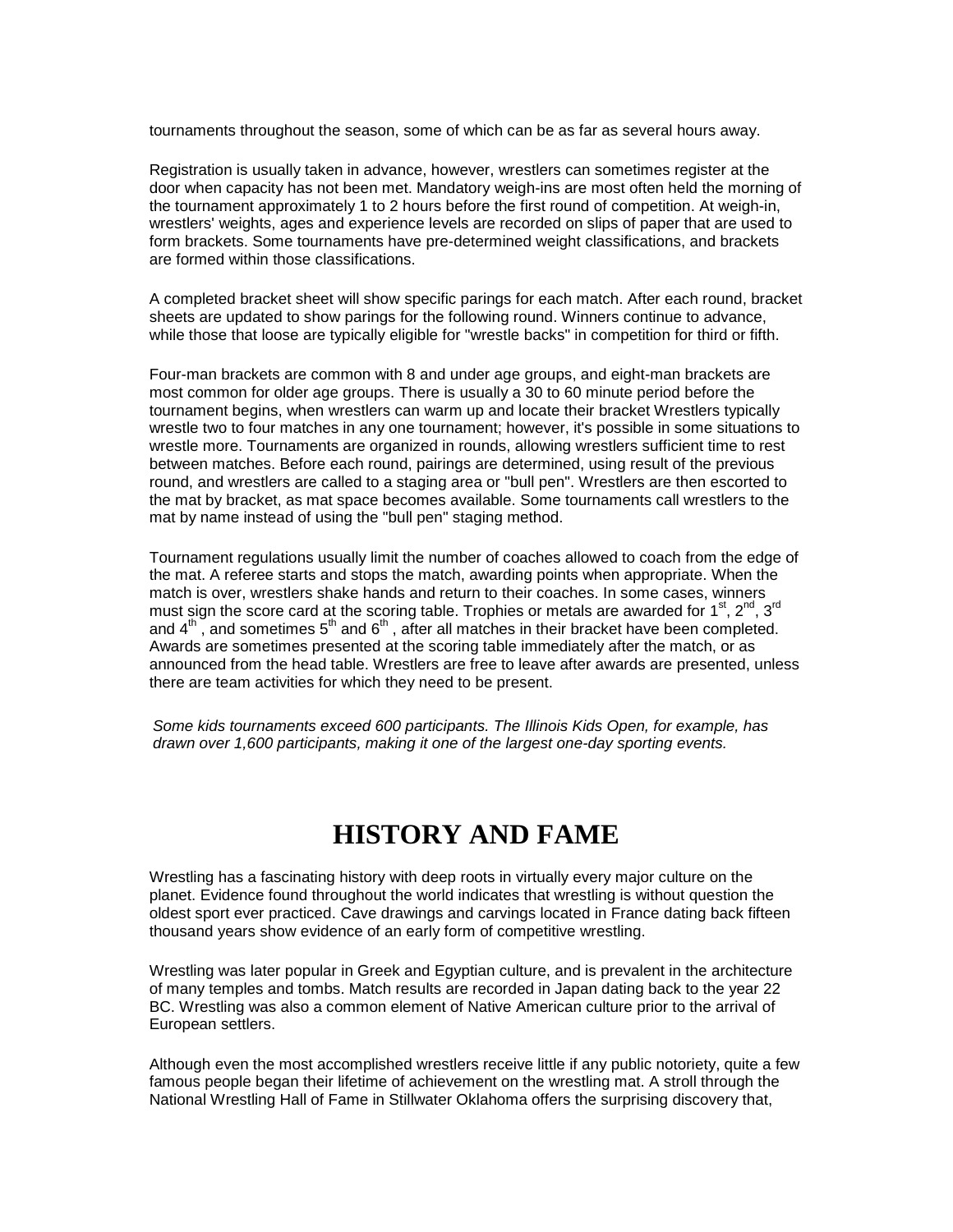tournaments throughout the season, some of which can be as far as several hours away.

Registration is usually taken in advance, however, wrestlers can sometimes register at the door when capacity has not been met. Mandatory weigh-ins are most often held the morning of the tournament approximately 1 to 2 hours before the first round of competition. At weigh-in, wrestlers' weights, ages and experience levels are recorded on slips of paper that are used to form brackets. Some tournaments have pre-determined weight classifications, and brackets are formed within those classifications.

A completed bracket sheet will show specific parings for each match. After each round, bracket sheets are updated to show parings for the following round. Winners continue to advance, while those that loose are typically eligible for "wrestle backs" in competition for third or fifth.

Four-man brackets are common with 8 and under age groups, and eight-man brackets are most common for older age groups. There is usually a 30 to 60 minute period before the tournament begins, when wrestlers can warm up and locate their bracket Wrestlers typically wrestle two to four matches in any one tournament; however, it's possible in some situations to wrestle more. Tournaments are organized in rounds, allowing wrestlers sufficient time to rest between matches. Before each round, pairings are determined, using result of the previous round, and wrestlers are called to a staging area or "bull pen". Wrestlers are then escorted to the mat by bracket, as mat space becomes available. Some tournaments call wrestlers to the mat by name instead of using the "bull pen" staging method.

Tournament regulations usually limit the number of coaches allowed to coach from the edge of the mat. A referee starts and stops the match, awarding points when appropriate. When the match is over, wrestlers shake hands and return to their coaches. In some cases, winners must sign the score card at the scoring table. Trophies or metals are awarded for 1st, 2nd, 3rd and 4th , and sometimes 5th and 6th , after all matches in their bracket have been completed. Awards are sometimes presented at the scoring table immediately after the match, or as announced from the head table. Wrestlers are free to leave after awards are presented, unless there are team activities for which they need to be present.

*Some kids tournaments exceed 600 participants. The Illinois Kids Open, for example, has drawn over 1,600 participants, making it one of the largest one-day sporting events.*

# HISTORY AND FAME

Wrestling has a fascinating history with deep roots in virtually every major culture on the planet. Evidence found throughout the world indicates that wrestling is without question the oldest sport ever practiced. Cave drawings and carvings located in France dating back fifteen thousand years show evidence of an early form of competitive wrestling.

Wrestling was later popular in Greek and Egyptian culture, and is prevalent in the architecture of many temples and tombs. Match results are recorded in Japan dating back to the year 22 BC. Wrestling was also a common element of Native American culture prior to the arrival of European settlers.

Although even the most accomplished wrestlers receive little if any public notoriety, quite a few famous people began their lifetime of achievement on the wrestling mat. A stroll through the National Wrestling Hall of Fame in Stillwater Oklahoma offers the surprising discovery that,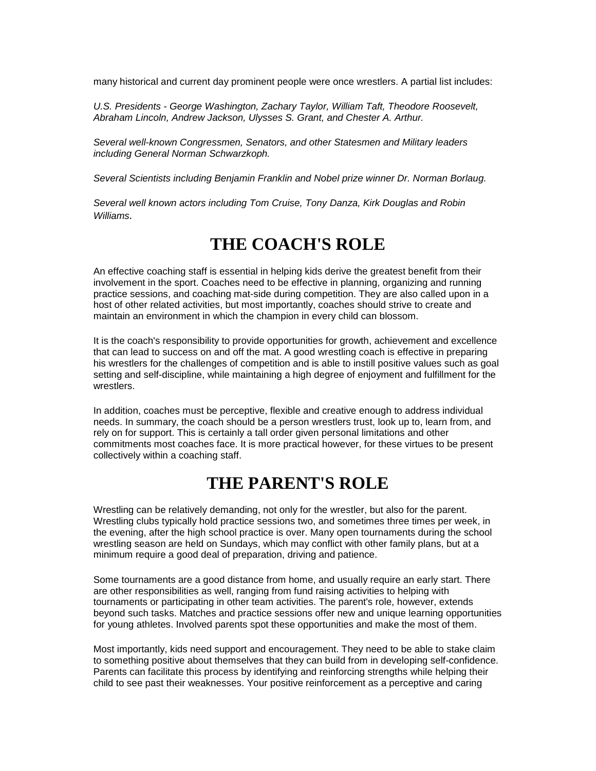many historical and current day prominent people were once wrestlers. A partial list includes:

*U.S. Presidents - George Washington, Zachary Taylor, William Taft, Theodore Roosevelt, Abraham Lincoln, Andrew Jackson, Ulysses S. Grant, and Chester A. Arthur.*

*Several well-known Congressmen, Senators, and other Statesmen and Military leaders including General Norman Schwarzkoph.*

*Several Scientists including Benjamin Franklin and Nobel prize winner Dr. Norman Borlaug.*

*Several well known actors including Tom Cruise, Tony Danza, Kirk Douglas and Robin Williams.*

# THE COACH'S ROLE

An effective coaching staff is essential in helping kids derive the greatest benefit from their involvement in the sport. Coaches need to be effective in planning, organizing and running practice sessions, and coaching mat-side during competition. They are also called upon in a host of other related activities, but most importantly, coaches should strive to create and maintain an environment in which the champion in every child can blossom.

It is the coach's responsibility to provide opportunities for growth, achievement and excellence that can lead to success on and off the mat. A good wrestling coach is effective in preparing his wrestlers for the challenges of competition and is able to instill positive values such as goal setting and self-discipline, while maintaining a high degree of enjoyment and fulfillment for the wrestlers.

In addition, coaches must be perceptive, flexible and creative enough to address individual needs. In summary, the coach should be a person wrestlers trust, look up to, learn from, and rely on for support. This is certainly a tall order given personal limitations and other commitments most coaches face. It is more practical however, for these virtues to be present collectively within a coaching staff.

# THE PARENT'S ROLE

Wrestling can be relatively demanding, not only for the wrestler, but also for the parent. Wrestling clubs typically hold practice sessions two, and sometimes three times per week, in the evening, after the high school practice is over. Many open tournaments during the school wrestling season are held on Sundays, which may conflict with other family plans, but at a minimum require a good deal of preparation, driving and patience.

Some tournaments are a good distance from home, and usually require an early start. There are other responsibilities as well, ranging from fund raising activities to helping with tournaments or participating in other team activities. The parent's role, however, extends beyond such tasks. Matches and practice sessions offer new and unique learning opportunities for young athletes. Involved parents spot these opportunities and make the most of them.

Most importantly, kids need support and encouragement. They need to be able to stake claim to something positive about themselves that they can build from in developing self-confidence. Parents can facilitate this process by identifying and reinforcing strengths while helping their child to see past their weaknesses. Your positive reinforcement as a perceptive and caring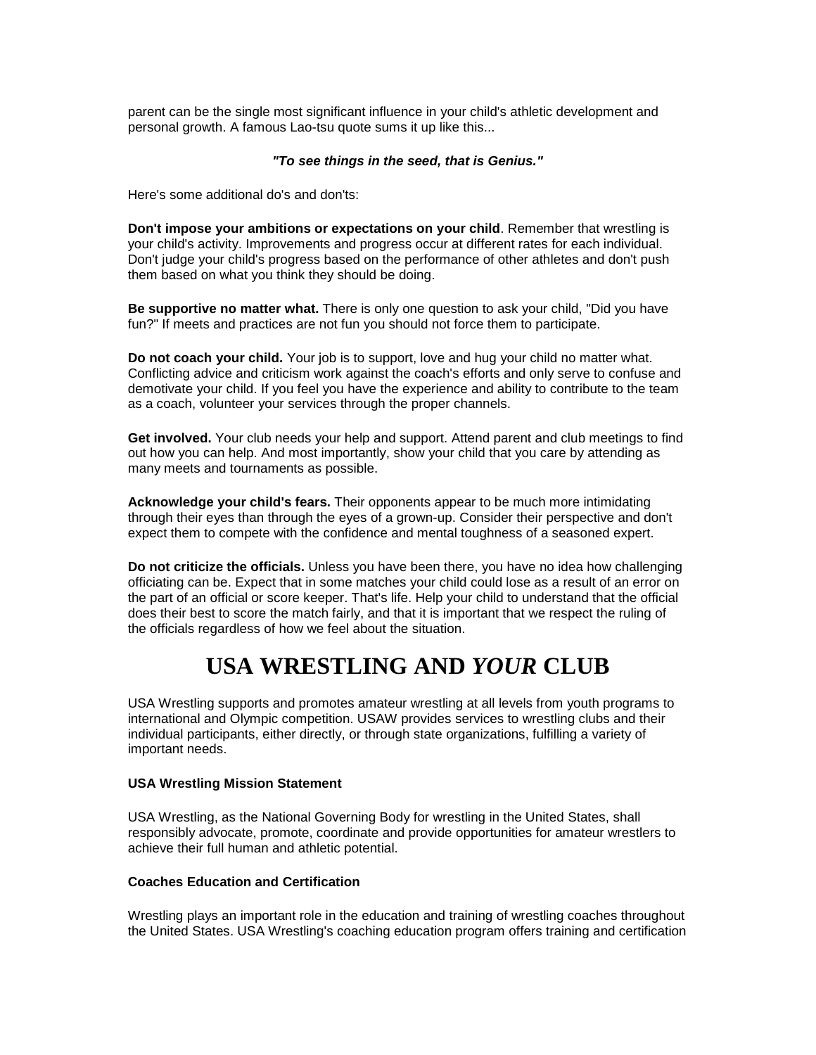parent can be the single most significant influence in your child's athletic development and personal growth. A famous Lao-tsu quote sums it up like this...

***"To see things in the seed, that is Genius."***

Here's some additional do's and don'ts:

**Don't impose your ambitions or expectations on your child**. Remember that wrestling is your child's activity. Improvements and progress occur at different rates for each individual. Don't judge your child's progress based on the performance of other athletes and don't push them based on what you think they should be doing.

**Be supportive no matter what.** There is only one question to ask your child, "Did you have fun?" If meets and practices are not fun you should not force them to participate.

**Do not coach your child.** Your job is to support, love and hug your child no matter what. Conflicting advice and criticism work against the coach's efforts and only serve to confuse and demotivate your child. If you feel you have the experience and ability to contribute to the team as a coach, volunteer your services through the proper channels.

**Get involved.** Your club needs your help and support. Attend parent and club meetings to find out how you can help. And most importantly, show your child that you care by attending as many meets and tournaments as possible.

**Acknowledge your child's fears.** Their opponents appear to be much more intimidating through their eyes than through the eyes of a grown-up. Consider their perspective and don't expect them to compete with the confidence and mental toughness of a seasoned expert.

**Do not criticize the officials.** Unless you have been there, you have no idea how challenging officiating can be. Expect that in some matches your child could lose as a result of an error on the part of an official or score keeper. That's life. Help your child to understand that the official does their best to score the match fairly, and that it is important that we respect the ruling of the officials regardless of how we feel about the situation.

# USA WRESTLING AND *YOUR* CLUB

USA Wrestling supports and promotes amateur wrestling at all levels from youth programs to international and Olympic competition. USAW provides services to wrestling clubs and their individual participants, either directly, or through state organizations, fulfilling a variety of important needs.

**USA Wrestling Mission Statement**

USA Wrestling, as the National Governing Body for wrestling in the United States, shall responsibly advocate, promote, coordinate and provide opportunities for amateur wrestlers to achieve their full human and athletic potential.

**Coaches Education and Certification**

Wrestling plays an important role in the education and training of wrestling coaches throughout the United States. USA Wrestling's coaching education program offers training and certification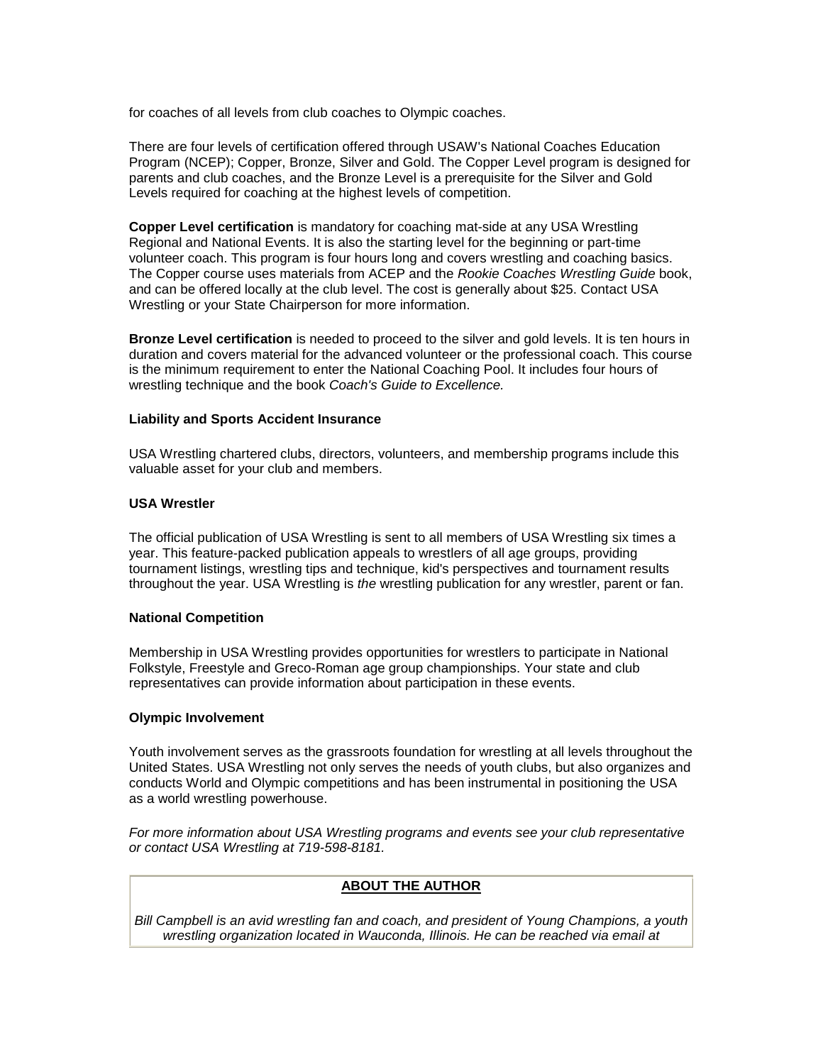for coaches of all levels from club coaches to Olympic coaches.

There are four levels of certification offered through USAW's National Coaches Education Program (NCEP); Copper, Bronze, Silver and Gold. The Copper Level program is designed for parents and club coaches, and the Bronze Level is a prerequisite for the Silver and Gold Levels required for coaching at the highest levels of competition.

**Copper Level certification** is mandatory for coaching mat-side at any USA Wrestling Regional and National Events. It is also the starting level for the beginning or part-time volunteer coach. This program is four hours long and covers wrestling and coaching basics. The Copper course uses materials from ACEP and the *Rookie Coaches Wrestling Guide* book, and can be offered locally at the club level. The cost is generally about $25. Contact USA Wrestling or your State Chairperson for more information.

**Bronze Level certification** is needed to proceed to the silver and gold levels. It is ten hours in duration and covers material for the advanced volunteer or the professional coach. This course is the minimum requirement to enter the National Coaching Pool. It includes four hours of wrestling technique and the book *Coach's Guide to Excellence.*

**Liability and Sports Accident Insurance**

USA Wrestling chartered clubs, directors, volunteers, and membership programs include this valuable asset for your club and members.

**USA Wrestler**

The official publication of USA Wrestling is sent to all members of USA Wrestling six times a year. This feature-packed publication appeals to wrestlers of all age groups, providing tournament listings, wrestling tips and technique, kid's perspectives and tournament results throughout the year. USA Wrestling is *the* wrestling publication for any wrestler, parent or fan.

**National Competition**

Membership in USA Wrestling provides opportunities for wrestlers to participate in National Folkstyle, Freestyle and Greco-Roman age group championships. Your state and club representatives can provide information about participation in these events.

**Olympic Involvement**

Youth involvement serves as the grassroots foundation for wrestling at all levels throughout the United States. USA Wrestling not only serves the needs of youth clubs, but also organizes and conducts World and Olympic competitions and has been instrumental in positioning the USA as a world wrestling powerhouse.

*For more information about USA Wrestling programs and events see your club representative or contact USA Wrestling at 719-598-8181.*

**ABOUT THE AUTHOR**

*Bill Campbell is an avid wrestling fan and coach, and president of Young Champions, a youth wrestling organization located in Wauconda, Illinois. He can be reached via email at*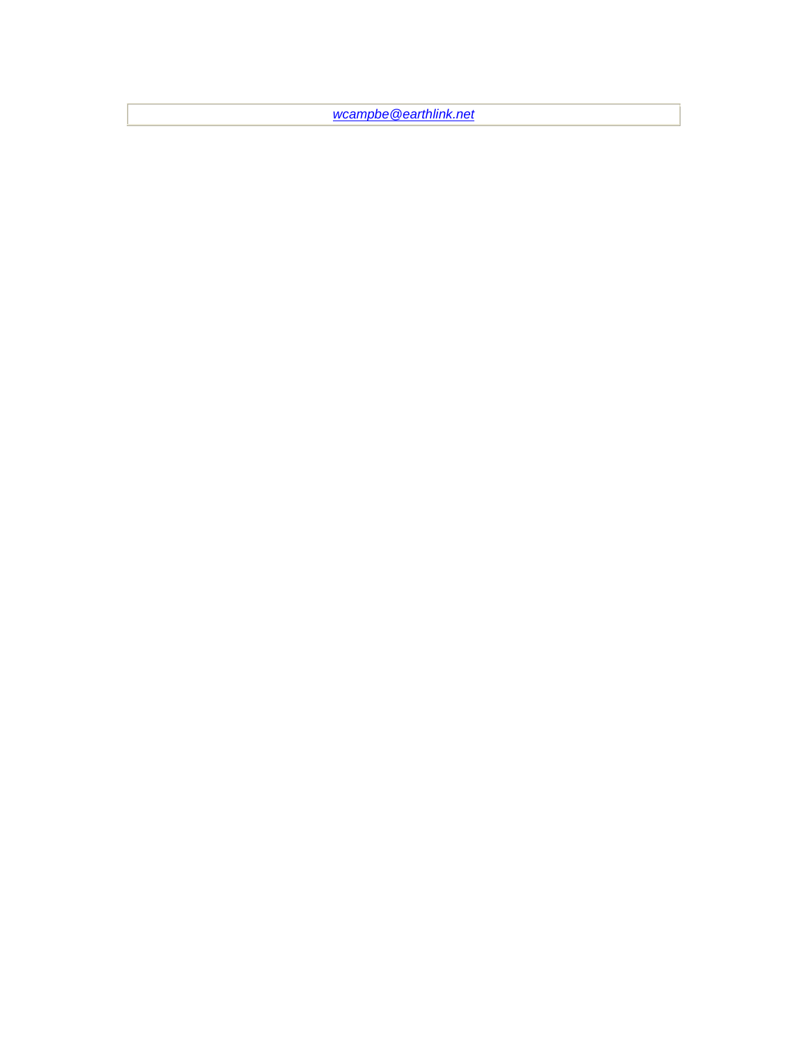| |
|---|
| *wcampbe@earthlink.net* |